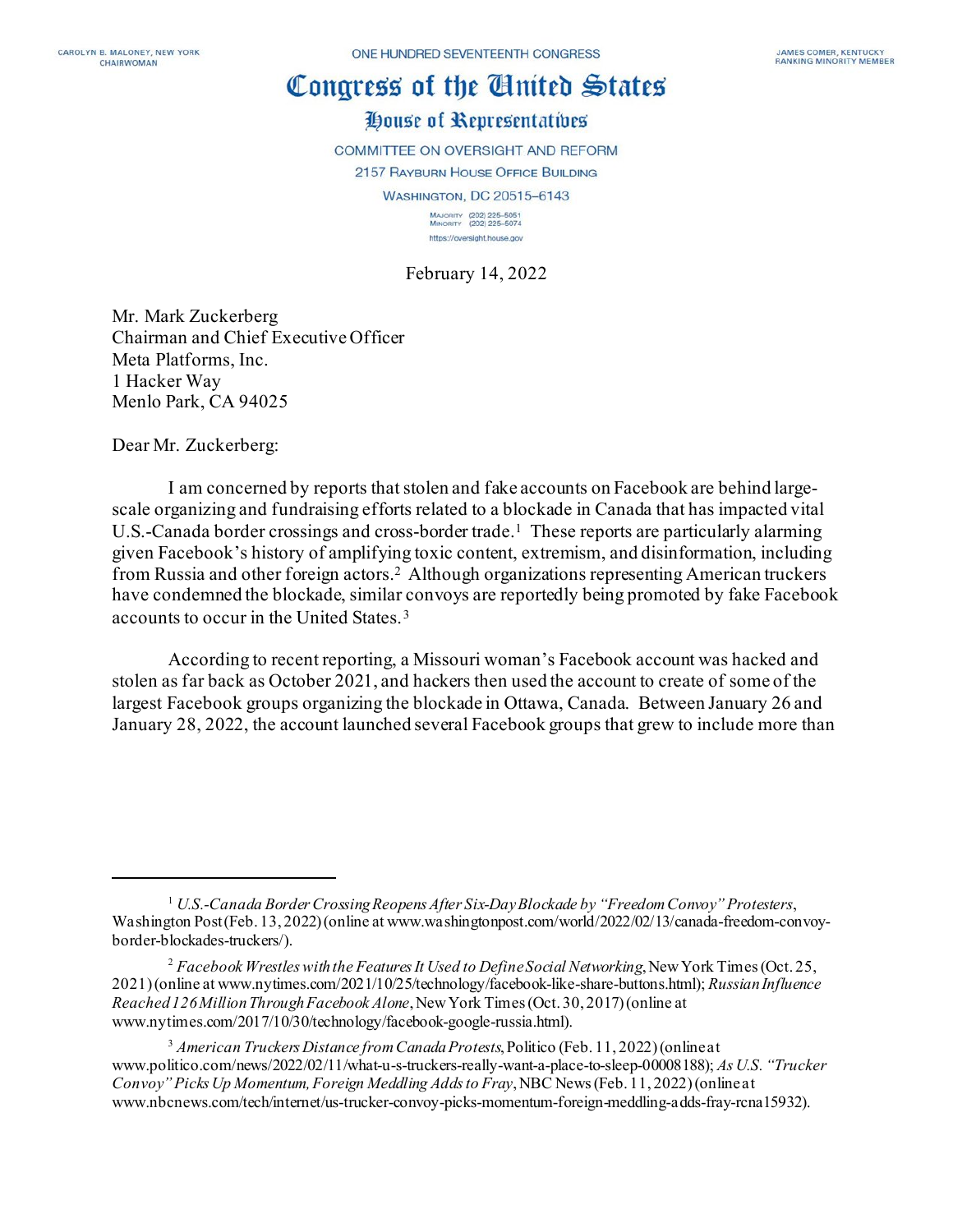CAROLYN B. MALONEY, NEW YORK
CHAIRWOMAN

ONE HUNDRED SEVENTEENTH CONGRESS

JAMES COMER, KENTUCKY
RANKING MINORITY MEMBER

# Congress of the United States

## House of Representatives

COMMITTEE ON OVERSIGHT AND REFORM
2157 RAYBURN HOUSE OFFICE BUILDING
WASHINGTON, DC 20515–6143

MAJORITY (202) 225-5051
MINORITY (202) 225-5074
https://oversight.house.gov

February 14, 2022

Mr. Mark Zuckerberg
Chairman and Chief Executive Officer
Meta Platforms, Inc.
1 Hacker Way
Menlo Park, CA 94025

Dear Mr. Zuckerberg:

I am concerned by reports that stolen and fake accounts on Facebook are behind large-scale organizing and fundraising efforts related to a blockade in Canada that has impacted vital U.S.-Canada border crossings and cross-border trade.[1] These reports are particularly alarming given Facebook's history of amplifying toxic content, extremism, and disinformation, including from Russia and other foreign actors.[2] Although organizations representing American truckers have condemned the blockade, similar convoys are reportedly being promoted by fake Facebook accounts to occur in the United States.[3]

According to recent reporting, a Missouri woman's Facebook account was hacked and stolen as far back as October 2021, and hackers then used the account to create of some of the largest Facebook groups organizing the blockade in Ottawa, Canada. Between January 26 and January 28, 2022, the account launched several Facebook groups that grew to include more than

---

[1] *U.S.-Canada Border Crossing Reopens After Six-Day Blockade by "Freedom Convoy" Protesters*, Washington Post (Feb. 13, 2022) (online at www.washingtonpost.com/world/2022/02/13/canada-freedom-convoy-border-blockades-truckers/).

[2] *Facebook Wrestles with the Features It Used to Define Social Networking*, New York Times (Oct. 25, 2021) (online at www.nytimes.com/2021/10/25/technology/facebook-like-share-buttons.html); *Russian Influence Reached 126 Million Through Facebook Alone*, New York Times (Oct. 30, 2017) (online at www.nytimes.com/2017/10/30/technology/facebook-google-russia.html).

[3] *American Truckers Distance from Canada Protests*, Politico (Feb. 11, 2022) (online at www.politico.com/news/2022/02/11/what-u-s-truckers-really-want-a-place-to-sleep-00008188); *As U.S. "Trucker Convoy" Picks Up Momentum, Foreign Meddling Adds to Fray*, NBC News (Feb. 11, 2022) (online at www.nbcnews.com/tech/internet/us-trucker-convoy-picks-momentum-foreign-meddling-adds-fray-rcna15932).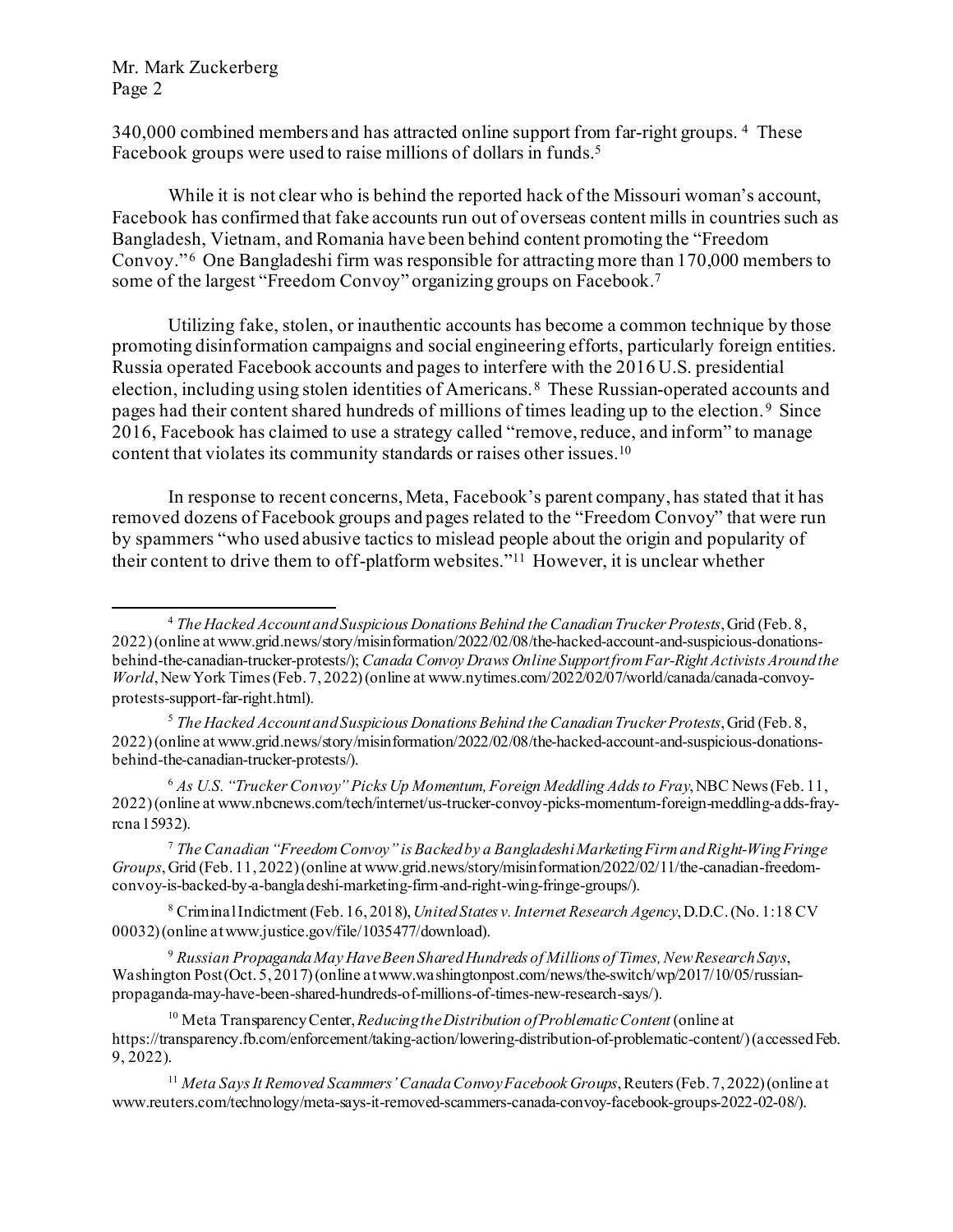340,000 combined members and has attracted online support from far-right groups.[4] These Facebook groups were used to raise millions of dollars in funds.[5]

While it is not clear who is behind the reported hack of the Missouri woman's account, Facebook has confirmed that fake accounts run out of overseas content mills in countries such as Bangladesh, Vietnam, and Romania have been behind content promoting the "Freedom Convoy."[6] One Bangladeshi firm was responsible for attracting more than 170,000 members to some of the largest "Freedom Convoy" organizing groups on Facebook.[7]

Utilizing fake, stolen, or inauthentic accounts has become a common technique by those promoting disinformation campaigns and social engineering efforts, particularly foreign entities. Russia operated Facebook accounts and pages to interfere with the 2016 U.S. presidential election, including using stolen identities of Americans.[8] These Russian-operated accounts and pages had their content shared hundreds of millions of times leading up to the election.[9] Since 2016, Facebook has claimed to use a strategy called "remove, reduce, and inform" to manage content that violates its community standards or raises other issues.[10]

In response to recent concerns, Meta, Facebook's parent company, has stated that it has removed dozens of Facebook groups and pages related to the "Freedom Convoy" that were run by spammers "who used abusive tactics to mislead people about the origin and popularity of their content to drive them to off-platform websites."[11] However, it is unclear whether

---

[4] *The Hacked Account and Suspicious Donations Behind the Canadian Trucker Protests*, Grid (Feb. 8, 2022) (online at www.grid.news/story/misinformation/2022/02/08/the-hacked-account-and-suspicious-donations-behind-the-canadian-trucker-protests/); *Canada Convoy Draws Online Support from Far-Right Activists Around the World*, New York Times (Feb. 7, 2022) (online at www.nytimes.com/2022/02/07/world/canada/canada-convoy-protests-support-far-right.html).

[5] *The Hacked Account and Suspicious Donations Behind the Canadian Trucker Protests*, Grid (Feb. 8, 2022) (online at www.grid.news/story/misinformation/2022/02/08/the-hacked-account-and-suspicious-donations-behind-the-canadian-trucker-protests/).

[6] *As U.S. "Trucker Convoy" Picks Up Momentum, Foreign Meddling Adds to Fray*, NBC News (Feb. 11, 2022) (online at www.nbcnews.com/tech/internet/us-trucker-convoy-picks-momentum-foreign-meddling-adds-fray-rcna15932).

[7] *The Canadian "Freedom Convoy" is Backed by a Bangladeshi Marketing Firm and Right-Wing Fringe Groups*, Grid (Feb. 11, 2022) (online at www.grid.news/story/misinformation/2022/02/11/the-canadian-freedom-convoy-is-backed-by-a-bangladeshi-marketing-firm-and-right-wing-fringe-groups/).

[8] Criminal Indictment (Feb. 16, 2018), *United States v. Internet Research Agency*, D.D.C. (No. 1:18 CV 00032) (online at www.justice.gov/file/1035477/download).

[9] *Russian Propaganda May Have Been Shared Hundreds of Millions of Times, New Research Says*, Washington Post (Oct. 5, 2017) (online at www.washingtonpost.com/news/the-switch/wp/2017/10/05/russian-propaganda-may-have-been-shared-hundreds-of-millions-of-times-new-research-says/).

[10] Meta Transparency Center, *Reducing the Distribution of Problematic Content* (online at https://transparency.fb.com/enforcement/taking-action/lowering-distribution-of-problematic-content/) (accessed Feb. 9, 2022).

[11] *Meta Says It Removed Scammers' Canada Convoy Facebook Groups*, Reuters (Feb. 7, 2022) (online at www.reuters.com/technology/meta-says-it-removed-scammers-canada-convoy-facebook-groups-2022-02-08/).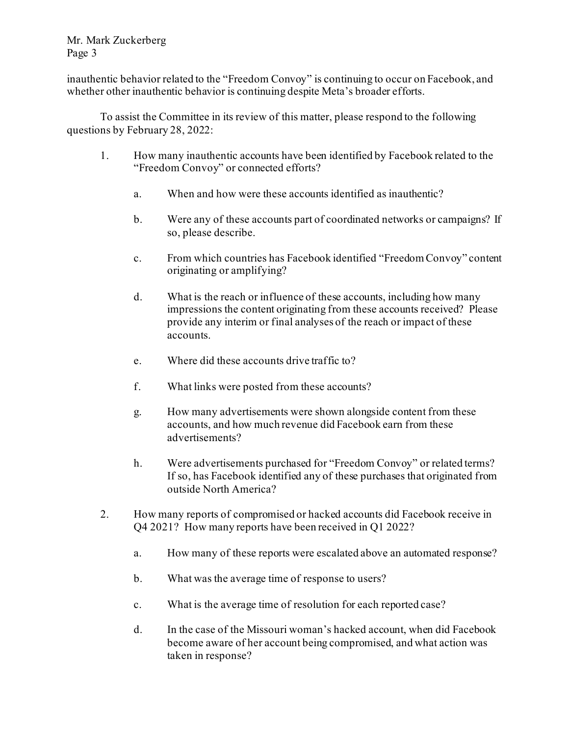inauthentic behavior related to the "Freedom Convoy" is continuing to occur on Facebook, and whether other inauthentic behavior is continuing despite Meta's broader efforts.

To assist the Committee in its review of this matter, please respond to the following questions by February 28, 2022:

1. How many inauthentic accounts have been identified by Facebook related to the "Freedom Convoy" or connected efforts?

   a. When and how were these accounts identified as inauthentic?

   b. Were any of these accounts part of coordinated networks or campaigns? If so, please describe.

   c. From which countries has Facebook identified "Freedom Convoy" content originating or amplifying?

   d. What is the reach or influence of these accounts, including how many impressions the content originating from these accounts received? Please provide any interim or final analyses of the reach or impact of these accounts.

   e. Where did these accounts drive traffic to?

   f. What links were posted from these accounts?

   g. How many advertisements were shown alongside content from these accounts, and how much revenue did Facebook earn from these advertisements?

   h. Were advertisements purchased for "Freedom Convoy" or related terms? If so, has Facebook identified any of these purchases that originated from outside North America?

2. How many reports of compromised or hacked accounts did Facebook receive in Q4 2021? How many reports have been received in Q1 2022?

   a. How many of these reports were escalated above an automated response?

   b. What was the average time of response to users?

   c. What is the average time of resolution for each reported case?

   d. In the case of the Missouri woman's hacked account, when did Facebook become aware of her account being compromised, and what action was taken in response?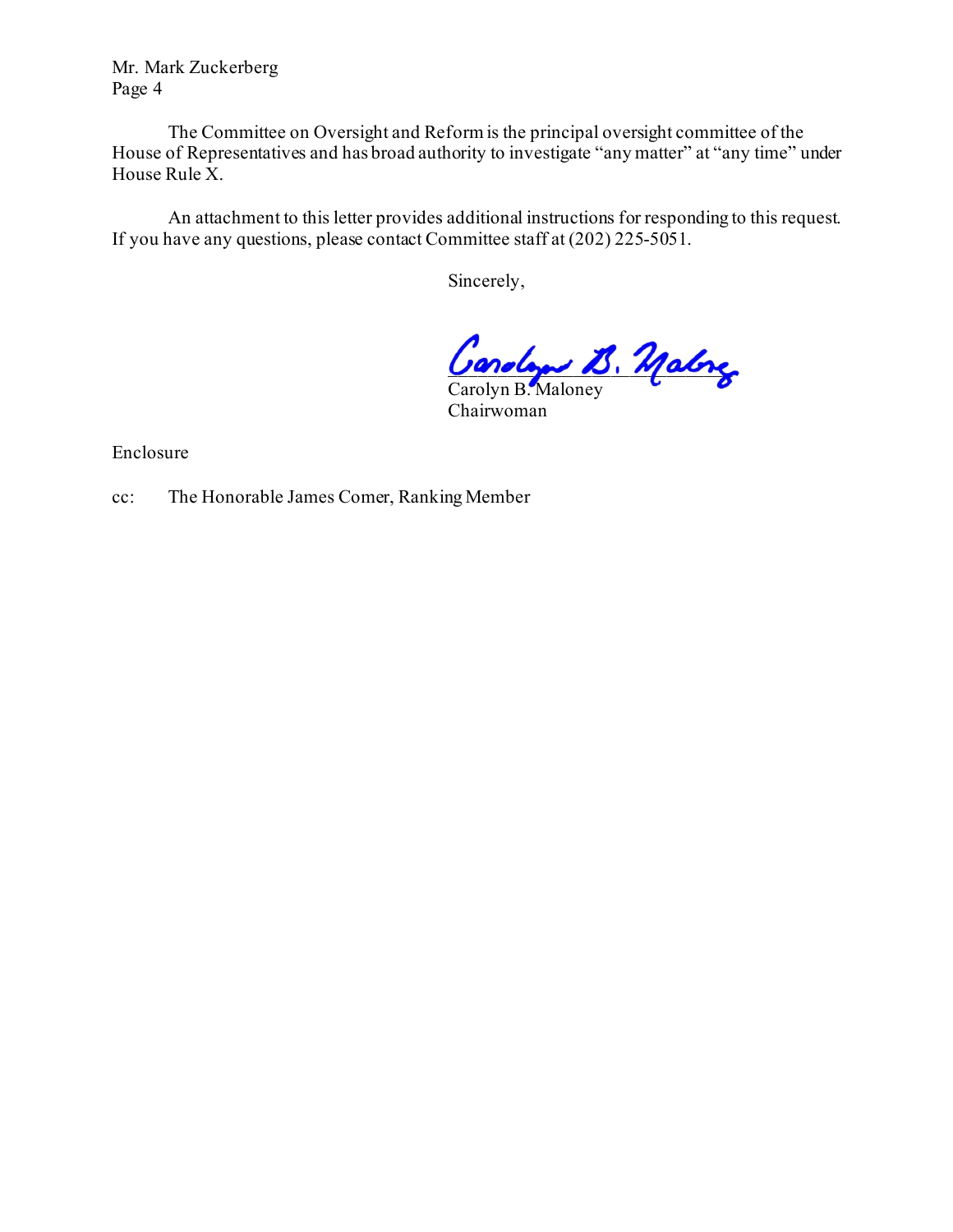The Committee on Oversight and Reform is the principal oversight committee of the House of Representatives and has broad authority to investigate "any matter" at "any time" under House Rule X.

An attachment to this letter provides additional instructions for responding to this request. If you have any questions, please contact Committee staff at (202) 225-5051.

Sincerely,

Carolyn B. Maloney
Chairwoman

Enclosure

cc: The Honorable James Comer, Ranking Member